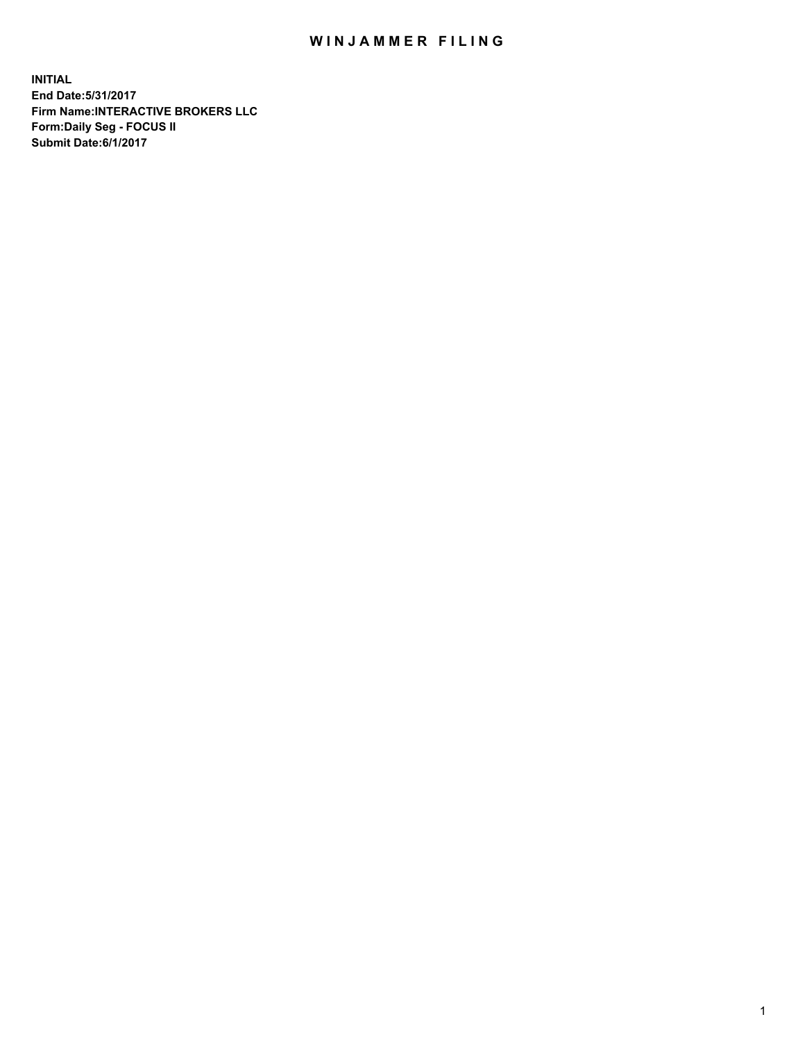# WINJAMMER FILING

**INITIAL**
**End Date:5/31/2017**
**Firm Name:INTERACTIVE BROKERS LLC**
**Form:Daily Seg - FOCUS II**
**Submit Date:6/1/2017**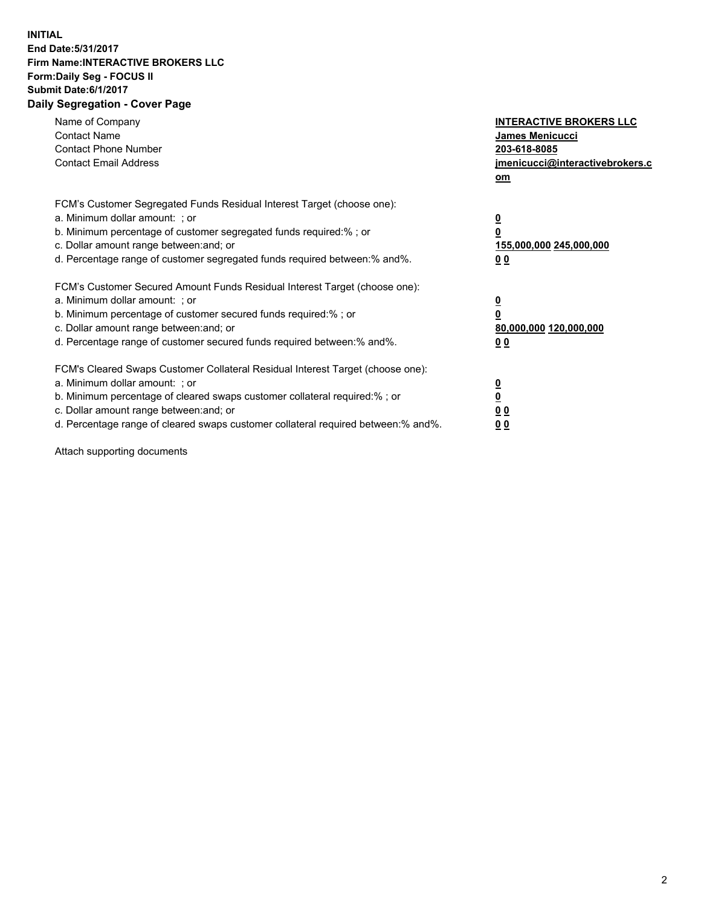**INITIAL**
**End Date:5/31/2017**
**Firm Name:INTERACTIVE BROKERS LLC**
**Form:Daily Seg - FOCUS II**
**Submit Date:6/1/2017**
**Daily Segregation - Cover Page**

| | |
|---|---|
| Name of Company | **INTERACTIVE BROKERS LLC** |
| Contact Name | **James Menicucci** |
| Contact Phone Number | **203-618-8085** |
| Contact Email Address | **jmenicucci@interactivebrokers.com** |

FCM's Customer Segregated Funds Residual Interest Target (choose one):

| | |
|---|---|
| a. Minimum dollar amount: ; or | **0** |
| b. Minimum percentage of customer segregated funds required:% ; or | **0** |
| c. Dollar amount range between:and; or | **155,000,000 245,000,000** |
| d. Percentage range of customer segregated funds required between:% and%. | **0 0** |

FCM's Customer Secured Amount Funds Residual Interest Target (choose one):

| | |
|---|---|
| a. Minimum dollar amount: ; or | **0** |
| b. Minimum percentage of customer secured funds required:% ; or | **0** |
| c. Dollar amount range between:and; or | **80,000,000 120,000,000** |
| d. Percentage range of customer secured funds required between:% and%. | **0 0** |

FCM's Cleared Swaps Customer Collateral Residual Interest Target (choose one):

| | |
|---|---|
| a. Minimum dollar amount: ; or | **0** |
| b. Minimum percentage of cleared swaps customer collateral required:% ; or | **0** |
| c. Dollar amount range between:and; or | **0 0** |
| d. Percentage range of cleared swaps customer collateral required between:% and%. | **0 0** |

Attach supporting documents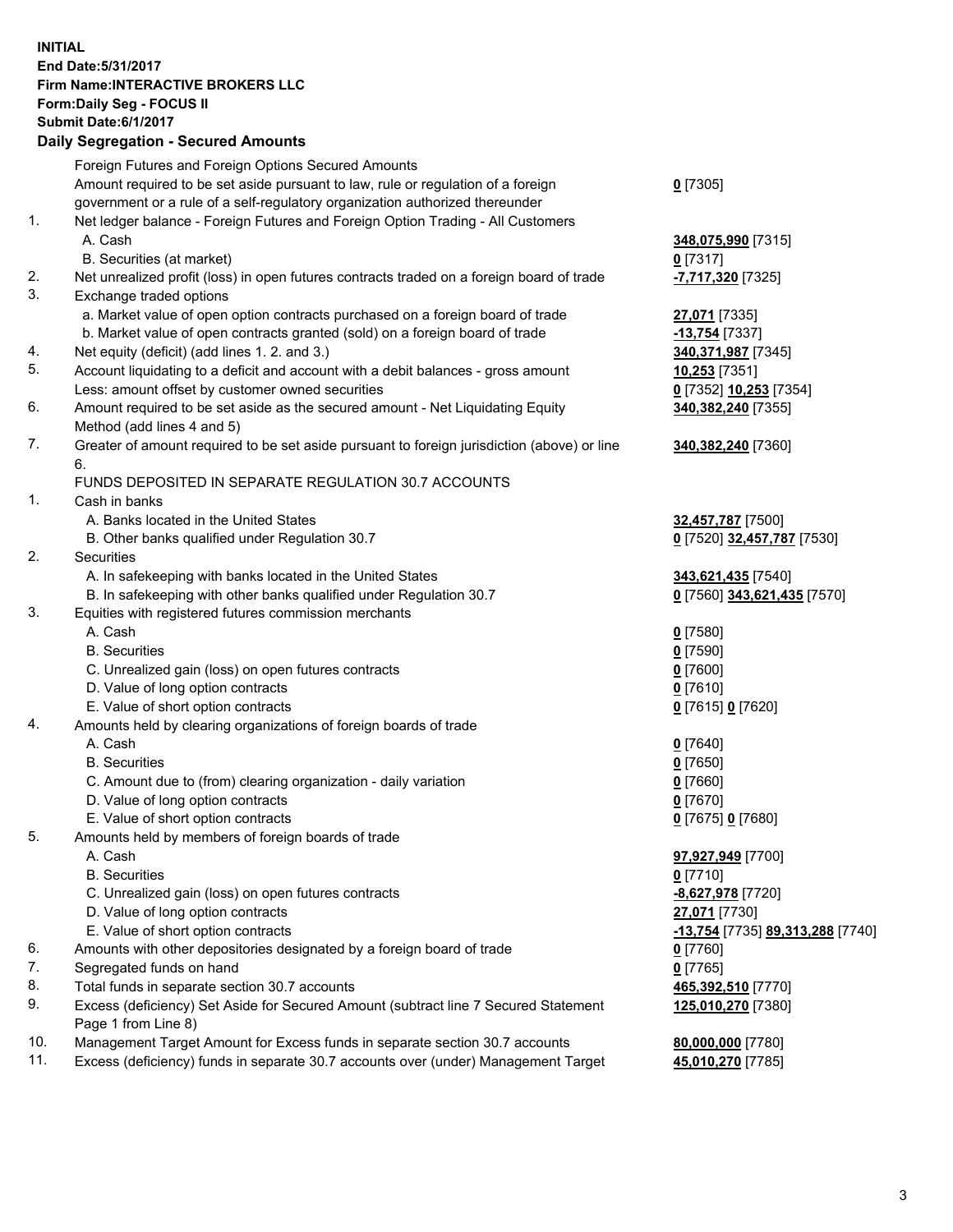**INITIAL**
**End Date:5/31/2017**
**Firm Name:INTERACTIVE BROKERS LLC**
**Form:Daily Seg - FOCUS II**
**Submit Date:6/1/2017**

## Daily Segregation - Secured Amounts

| | | |
|---|---|---|
| | Foreign Futures and Foreign Options Secured Amounts | |
| | Amount required to be set aside pursuant to law, rule or regulation of a foreign government or a rule of a self-regulatory organization authorized thereunder | **0** [7305] |
| 1. | Net ledger balance - Foreign Futures and Foreign Option Trading - All Customers | |
| | A. Cash | **348,075,990** [7315] |
| | B. Securities (at market) | **0** [7317] |
| 2. | Net unrealized profit (loss) in open futures contracts traded on a foreign board of trade | **-7,717,320** [7325] |
| 3. | Exchange traded options | |
| | a. Market value of open option contracts purchased on a foreign board of trade | **27,071** [7335] |
| | b. Market value of open contracts granted (sold) on a foreign board of trade | **-13,754** [7337] |
| 4. | Net equity (deficit) (add lines 1. 2. and 3.) | **340,371,987** [7345] |
| 5. | Account liquidating to a deficit and account with a debit balances - gross amount | **10,253** [7351] |
| | Less: amount offset by customer owned securities | **0** [7352] **10,253** [7354] |
| 6. | Amount required to be set aside as the secured amount - Net Liquidating Equity Method (add lines 4 and 5) | **340,382,240** [7355] |
| 7. | Greater of amount required to be set aside pursuant to foreign jurisdiction (above) or line 6. | **340,382,240** [7360] |
| | FUNDS DEPOSITED IN SEPARATE REGULATION 30.7 ACCOUNTS | |
| 1. | Cash in banks | |
| | A. Banks located in the United States | **32,457,787** [7500] |
| | B. Other banks qualified under Regulation 30.7 | **0** [7520] **32,457,787** [7530] |
| 2. | Securities | |
| | A. In safekeeping with banks located in the United States | **343,621,435** [7540] |
| | B. In safekeeping with other banks qualified under Regulation 30.7 | **0** [7560] **343,621,435** [7570] |
| 3. | Equities with registered futures commission merchants | |
| | A. Cash | **0** [7580] |
| | B. Securities | **0** [7590] |
| | C. Unrealized gain (loss) on open futures contracts | **0** [7600] |
| | D. Value of long option contracts | **0** [7610] |
| | E. Value of short option contracts | **0** [7615] **0** [7620] |
| 4. | Amounts held by clearing organizations of foreign boards of trade | |
| | A. Cash | **0** [7640] |
| | B. Securities | **0** [7650] |
| | C. Amount due to (from) clearing organization - daily variation | **0** [7660] |
| | D. Value of long option contracts | **0** [7670] |
| | E. Value of short option contracts | **0** [7675] **0** [7680] |
| 5. | Amounts held by members of foreign boards of trade | |
| | A. Cash | **97,927,949** [7700] |
| | B. Securities | **0** [7710] |
| | C. Unrealized gain (loss) on open futures contracts | **-8,627,978** [7720] |
| | D. Value of long option contracts | **27,071** [7730] |
| | E. Value of short option contracts | **-13,754** [7735] **89,313,288** [7740] |
| 6. | Amounts with other depositories designated by a foreign board of trade | **0** [7760] |
| 7. | Segregated funds on hand | **0** [7765] |
| 8. | Total funds in separate section 30.7 accounts | **465,392,510** [7770] |
| 9. | Excess (deficiency) Set Aside for Secured Amount (subtract line 7 Secured Statement Page 1 from Line 8) | **125,010,270** [7380] |
| 10. | Management Target Amount for Excess funds in separate section 30.7 accounts | **80,000,000** [7780] |
| 11. | Excess (deficiency) funds in separate 30.7 accounts over (under) Management Target | **45,010,270** [7785] |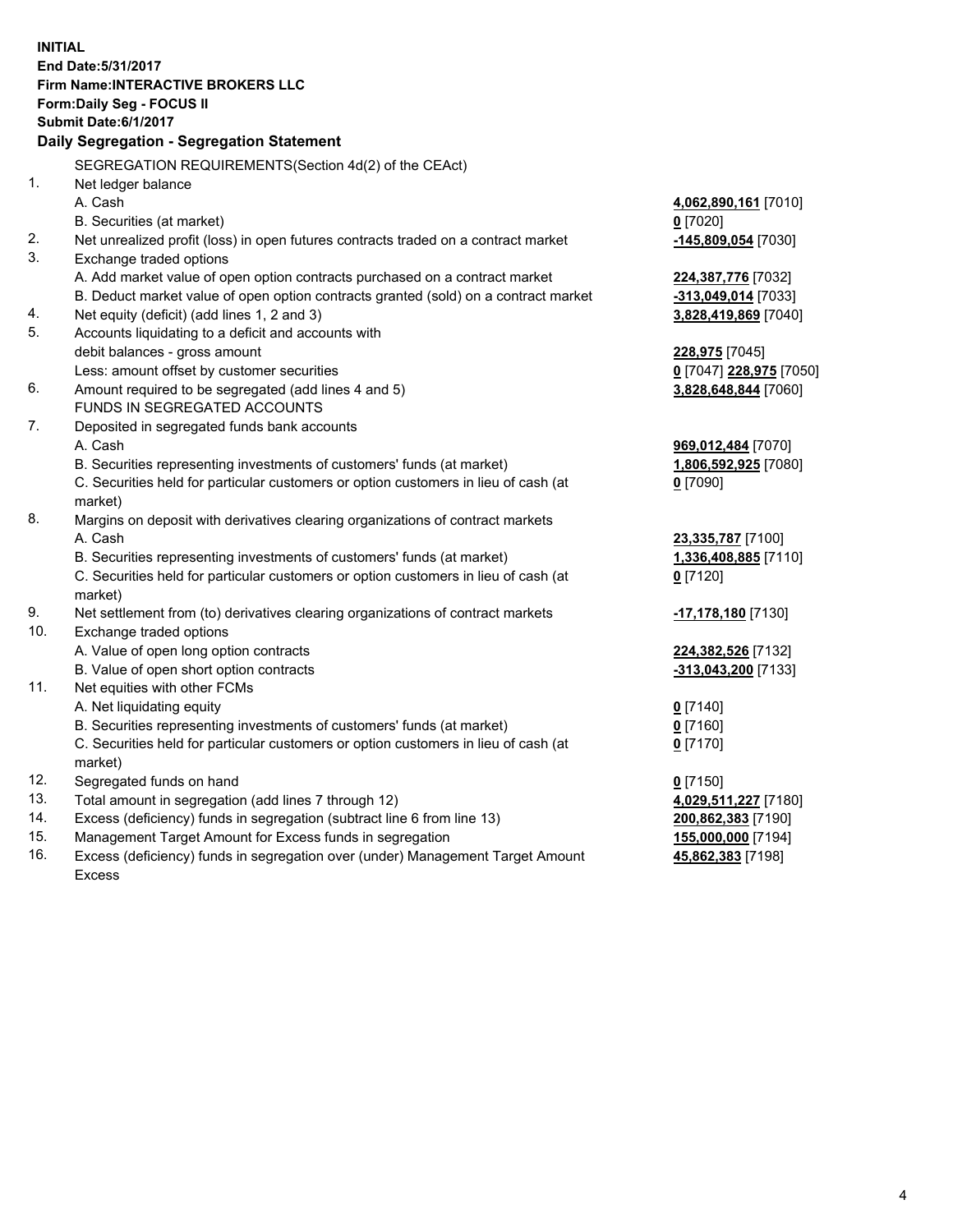**INITIAL**
**End Date:5/31/2017**
**Firm Name:INTERACTIVE BROKERS LLC**
**Form:Daily Seg - FOCUS II**
**Submit Date:6/1/2017**

**Daily Segregation - Segregation Statement**

| | | |
|---|---|---|
| | SEGREGATION REQUIREMENTS(Section 4d(2) of the CEAct) | |
| 1. | Net ledger balance | |
| | A. Cash | **4,062,890,161** [7010] |
| | B. Securities (at market) | **0** [7020] |
| 2. | Net unrealized profit (loss) in open futures contracts traded on a contract market | **-145,809,054** [7030] |
| 3. | Exchange traded options | |
| | A. Add market value of open option contracts purchased on a contract market | **224,387,776** [7032] |
| | B. Deduct market value of open option contracts granted (sold) on a contract market | **-313,049,014** [7033] |
| 4. | Net equity (deficit) (add lines 1, 2 and 3) | **3,828,419,869** [7040] |
| 5. | Accounts liquidating to a deficit and accounts with | |
| | debit balances - gross amount | **228,975** [7045] |
| | Less: amount offset by customer securities | **0** [7047] **228,975** [7050] |
| 6. | Amount required to be segregated (add lines 4 and 5) | **3,828,648,844** [7060] |
| | FUNDS IN SEGREGATED ACCOUNTS | |
| 7. | Deposited in segregated funds bank accounts | |
| | A. Cash | **969,012,484** [7070] |
| | B. Securities representing investments of customers' funds (at market) | **1,806,592,925** [7080] |
| | C. Securities held for particular customers or option customers in lieu of cash (at market) | **0** [7090] |
| 8. | Margins on deposit with derivatives clearing organizations of contract markets | |
| | A. Cash | **23,335,787** [7100] |
| | B. Securities representing investments of customers' funds (at market) | **1,336,408,885** [7110] |
| | C. Securities held for particular customers or option customers in lieu of cash (at market) | **0** [7120] |
| 9. | Net settlement from (to) derivatives clearing organizations of contract markets | **-17,178,180** [7130] |
| 10. | Exchange traded options | |
| | A. Value of open long option contracts | **224,382,526** [7132] |
| | B. Value of open short option contracts | **-313,043,200** [7133] |
| 11. | Net equities with other FCMs | |
| | A. Net liquidating equity | **0** [7140] |
| | B. Securities representing investments of customers' funds (at market) | **0** [7160] |
| | C. Securities held for particular customers or option customers in lieu of cash (at market) | **0** [7170] |
| 12. | Segregated funds on hand | **0** [7150] |
| 13. | Total amount in segregation (add lines 7 through 12) | **4,029,511,227** [7180] |
| 14. | Excess (deficiency) funds in segregation (subtract line 6 from line 13) | **200,862,383** [7190] |
| 15. | Management Target Amount for Excess funds in segregation | **155,000,000** [7194] |
| 16. | Excess (deficiency) funds in segregation over (under) Management Target Amount Excess | **45,862,383** [7198] |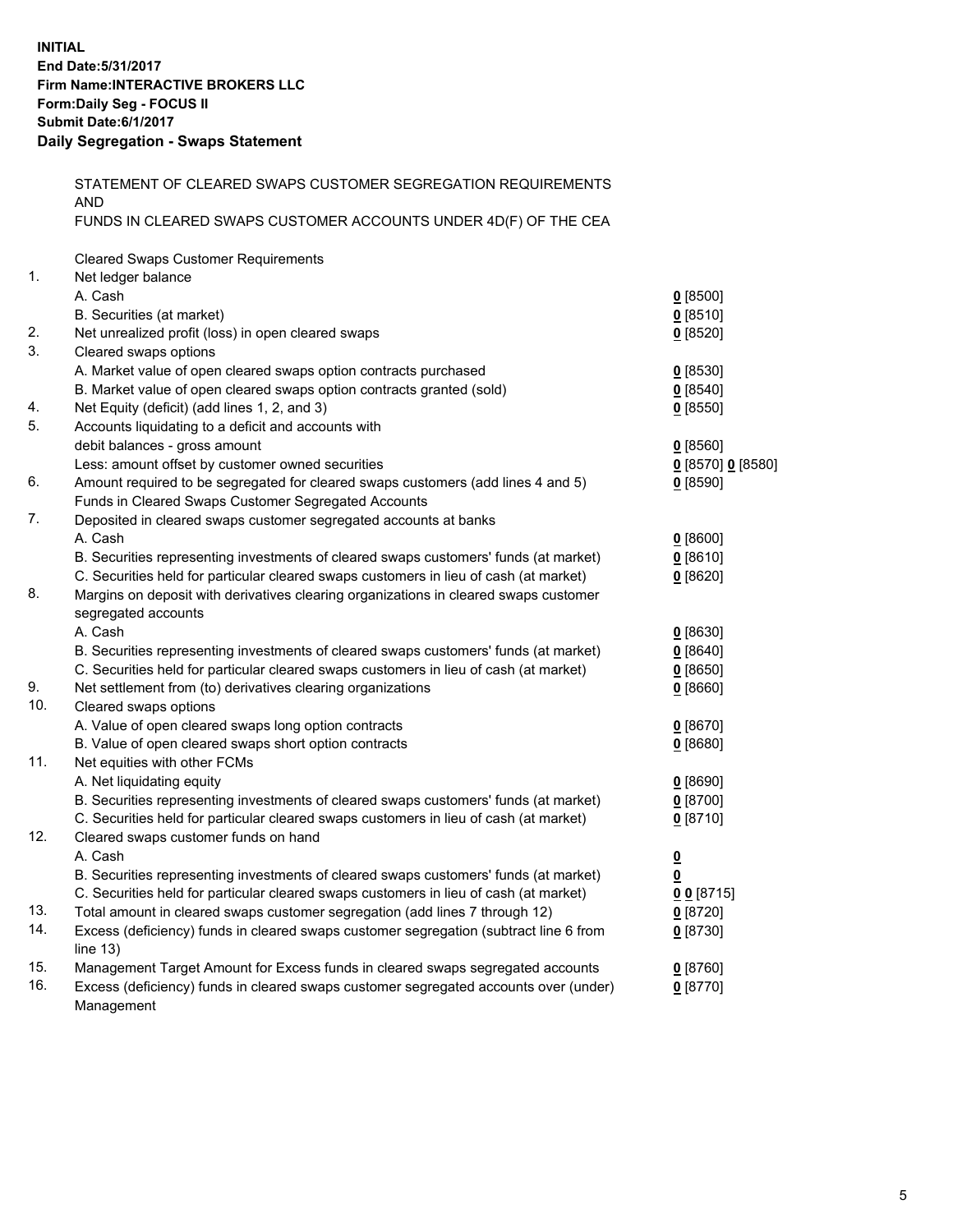**INITIAL**
**End Date:5/31/2017**
**Firm Name:INTERACTIVE BROKERS LLC**
**Form:Daily Seg - FOCUS II**
**Submit Date:6/1/2017**
**Daily Segregation - Swaps Statement**

STATEMENT OF CLEARED SWAPS CUSTOMER SEGREGATION REQUIREMENTS
AND
FUNDS IN CLEARED SWAPS CUSTOMER ACCOUNTS UNDER 4D(F) OF THE CEA

| | | |
|---|---|---|
| | Cleared Swaps Customer Requirements | |
| 1. | Net ledger balance | |
| | A. Cash | 0 [8500] |
| | B. Securities (at market) | 0 [8510] |
| 2. | Net unrealized profit (loss) in open cleared swaps | 0 [8520] |
| 3. | Cleared swaps options | |
| | A. Market value of open cleared swaps option contracts purchased | 0 [8530] |
| | B. Market value of open cleared swaps option contracts granted (sold) | 0 [8540] |
| 4. | Net Equity (deficit) (add lines 1, 2, and 3) | 0 [8550] |
| 5. | Accounts liquidating to a deficit and accounts with | |
| | debit balances - gross amount | 0 [8560] |
| | Less: amount offset by customer owned securities | 0 [8570] 0 [8580] |
| 6. | Amount required to be segregated for cleared swaps customers (add lines 4 and 5) | 0 [8590] |
| | Funds in Cleared Swaps Customer Segregated Accounts | |
| 7. | Deposited in cleared swaps customer segregated accounts at banks | |
| | A. Cash | 0 [8600] |
| | B. Securities representing investments of cleared swaps customers' funds (at market) | 0 [8610] |
| | C. Securities held for particular cleared swaps customers in lieu of cash (at market) | 0 [8620] |
| 8. | Margins on deposit with derivatives clearing organizations in cleared swaps customer segregated accounts | |
| | A. Cash | 0 [8630] |
| | B. Securities representing investments of cleared swaps customers' funds (at market) | 0 [8640] |
| | C. Securities held for particular cleared swaps customers in lieu of cash (at market) | 0 [8650] |
| 9. | Net settlement from (to) derivatives clearing organizations | 0 [8660] |
| 10. | Cleared swaps options | |
| | A. Value of open cleared swaps long option contracts | 0 [8670] |
| | B. Value of open cleared swaps short option contracts | 0 [8680] |
| 11. | Net equities with other FCMs | |
| | A. Net liquidating equity | 0 [8690] |
| | B. Securities representing investments of cleared swaps customers' funds (at market) | 0 [8700] |
| | C. Securities held for particular cleared swaps customers in lieu of cash (at market) | 0 [8710] |
| 12. | Cleared swaps customer funds on hand | |
| | A. Cash | 0 |
| | B. Securities representing investments of cleared swaps customers' funds (at market) | 0 |
| | C. Securities held for particular cleared swaps customers in lieu of cash (at market) | 0 0 [8715] |
| 13. | Total amount in cleared swaps customer segregation (add lines 7 through 12) | 0 [8720] |
| 14. | Excess (deficiency) funds in cleared swaps customer segregation (subtract line 6 from line 13) | 0 [8730] |
| 15. | Management Target Amount for Excess funds in cleared swaps segregated accounts | 0 [8760] |
| 16. | Excess (deficiency) funds in cleared swaps customer segregated accounts over (under) Management | 0 [8770] |